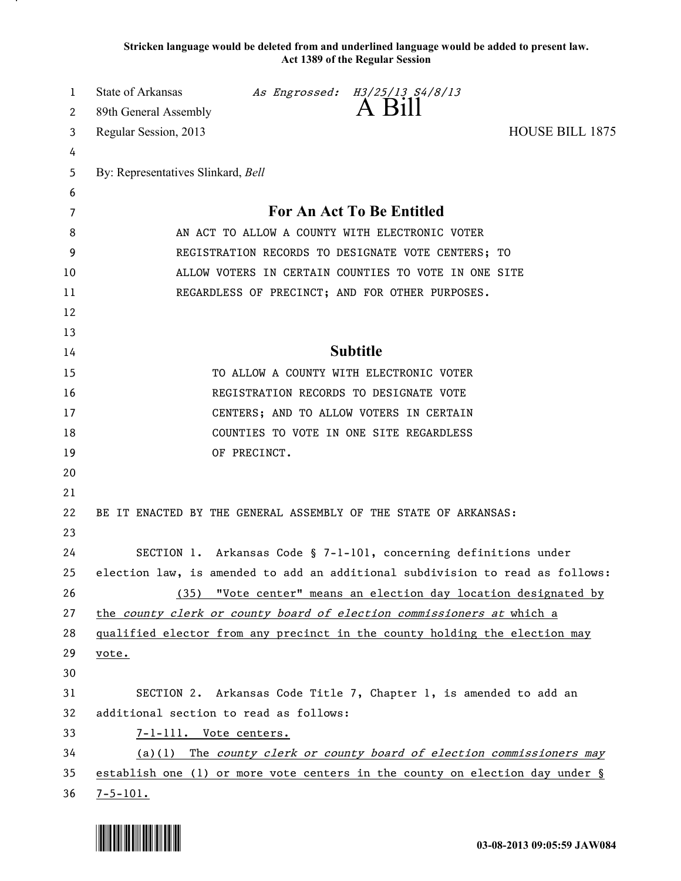**Stricken language would be deleted from and underlined language would be added to present law.**
**Act 1389 of the Regular Session**

State of Arkansas *As Engrossed: H3/25/13 S4/8/13*
89th General Assembly

# A Bill

Regular Session, 2013 HOUSE BILL 1875

By: Representatives Slinkard, *Bell*

## For An Act To Be Entitled

AN ACT TO ALLOW A COUNTY WITH ELECTRONIC VOTER REGISTRATION RECORDS TO DESIGNATE VOTE CENTERS; TO ALLOW VOTERS IN CERTAIN COUNTIES TO VOTE IN ONE SITE REGARDLESS OF PRECINCT; AND FOR OTHER PURPOSES.

## Subtitle

TO ALLOW A COUNTY WITH ELECTRONIC VOTER REGISTRATION RECORDS TO DESIGNATE VOTE CENTERS; AND TO ALLOW VOTERS IN CERTAIN COUNTIES TO VOTE IN ONE SITE REGARDLESS OF PRECINCT.

BE IT ENACTED BY THE GENERAL ASSEMBLY OF THE STATE OF ARKANSAS:

SECTION 1. Arkansas Code § 7-1-101, concerning definitions under election law, is amended to add an additional subdivision to read as follows:

<u>(35) "Vote center" means an election day location designated by the *county clerk or county board of election commissioners at* which a qualified elector from any precinct in the county holding the election may vote.</u>

SECTION 2. Arkansas Code Title 7, Chapter 1, is amended to add an additional section to read as follows:

<u>7-1-111. Vote centers.</u>

<u>(a)(1) The *county clerk or county board of election commissioners may* establish one (1) or more vote centers in the county on election day under § 7-5-101.</u>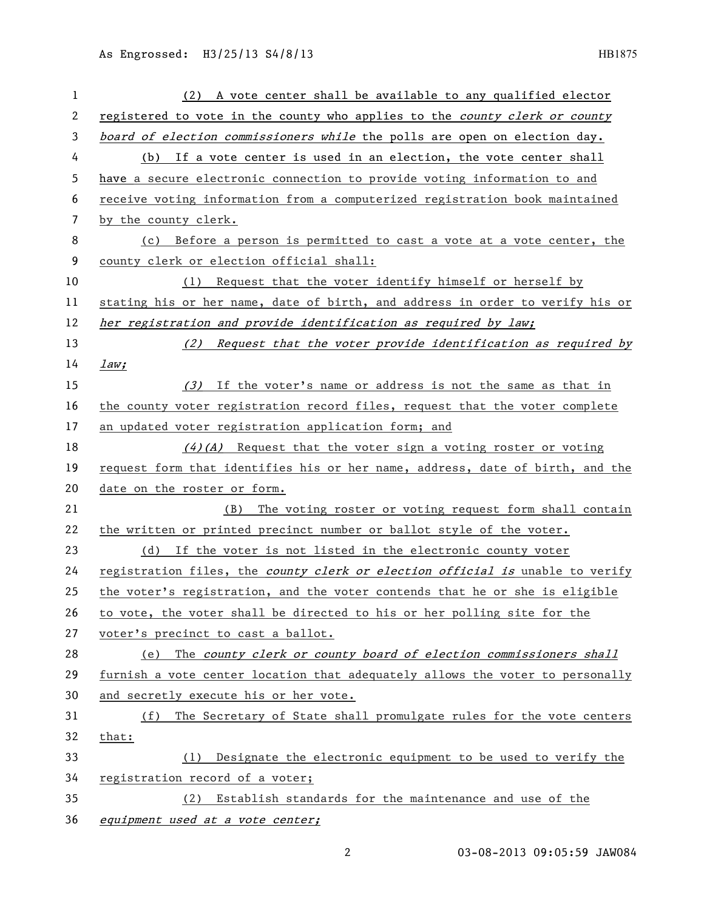(2) A vote center shall be available to any qualified elector registered to vote in the county who applies to the *county clerk or county board of election commissioners while* the polls are open on election day.

(b) If a vote center is used in an election, the vote center shall have a secure electronic connection to provide voting information to and receive voting information from a computerized registration book maintained by the county clerk.

(c) Before a person is permitted to cast a vote at a vote center, the county clerk or election official shall:

(1) Request that the voter identify himself or herself by stating his or her name, date of birth, and address in order to verify his or *her registration and provide identification as required by law;*

*(2) Request that the voter provide identification as required by law;*

*(3)* If the voter's name or address is not the same as that in the county voter registration record files, request that the voter complete an updated voter registration application form; and

*(4)(A)* Request that the voter sign a voting roster or voting request form that identifies his or her name, address, date of birth, and the date on the roster or form.

(B) The voting roster or voting request form shall contain the written or printed precinct number or ballot style of the voter.

(d) If the voter is not listed in the electronic county voter registration files, the *county clerk or election official is* unable to verify the voter's registration, and the voter contends that he or she is eligible to vote, the voter shall be directed to his or her polling site for the voter's precinct to cast a ballot.

(e) The *county clerk or county board of election commissioners shall* furnish a vote center location that adequately allows the voter to personally and secretly execute his or her vote.

(f) The Secretary of State shall promulgate rules for the vote centers that:

(1) Designate the electronic equipment to be used to verify the registration record of a voter;

(2) Establish standards for the maintenance and use of the *equipment used at a vote center;*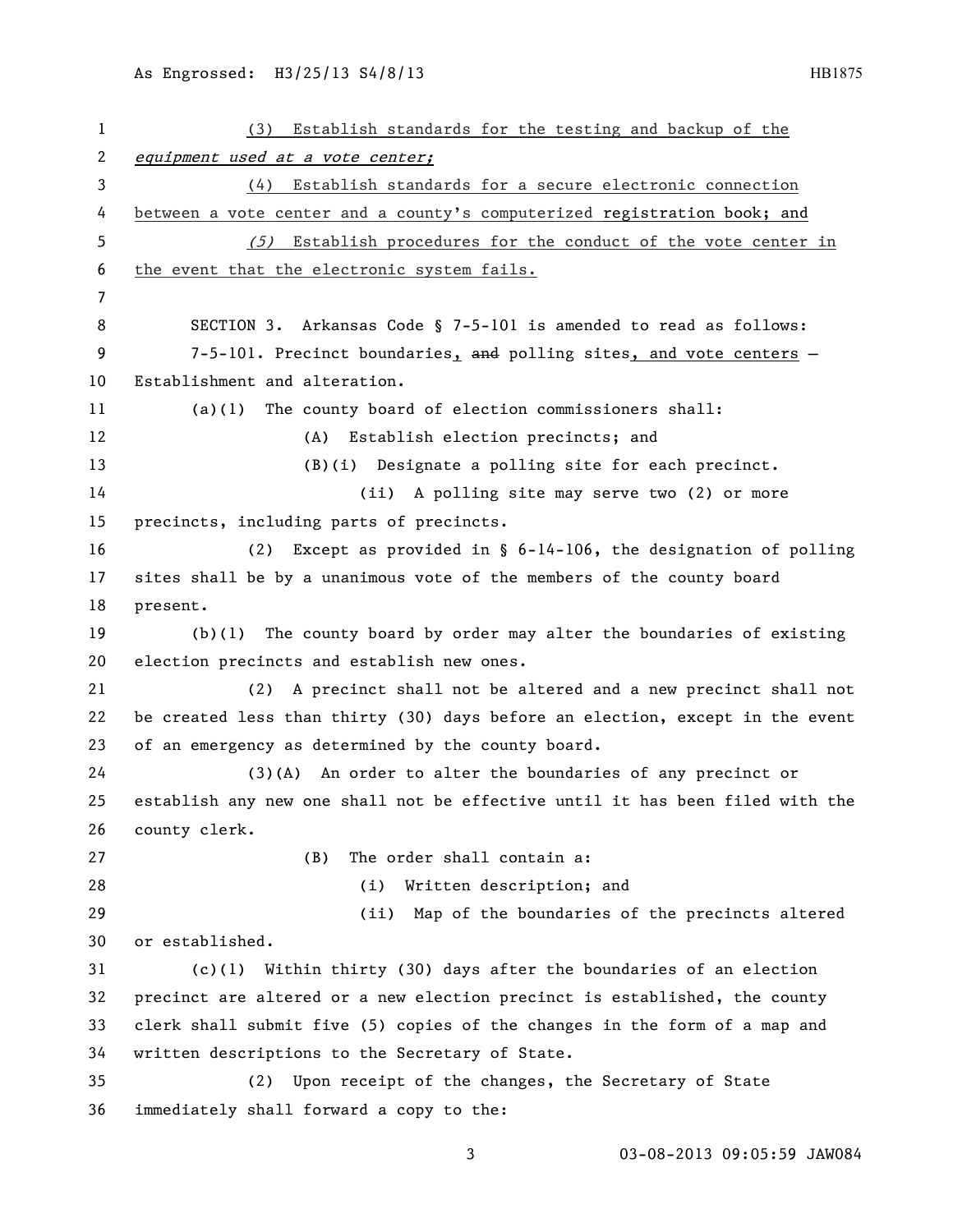(3) Establish standards for the testing and backup of the *equipment used at a vote center;*

(4) Establish standards for a secure electronic connection between a vote center and a county's computerized registration book; and

*(5)* Establish procedures for the conduct of the vote center in the event that the electronic system fails.

SECTION 3. Arkansas Code § 7-5-101 is amended to read as follows:

7-5-101. Precinct boundaries, ~~and~~ polling sites, and vote centers — Establishment and alteration.

(a)(1) The county board of election commissioners shall:

(A) Establish election precincts; and

(B)(i) Designate a polling site for each precinct.

(ii) A polling site may serve two (2) or more precincts, including parts of precincts.

(2) Except as provided in § 6-14-106, the designation of polling sites shall be by a unanimous vote of the members of the county board present.

(b)(1) The county board by order may alter the boundaries of existing election precincts and establish new ones.

(2) A precinct shall not be altered and a new precinct shall not be created less than thirty (30) days before an election, except in the event of an emergency as determined by the county board.

(3)(A) An order to alter the boundaries of any precinct or establish any new one shall not be effective until it has been filed with the county clerk.

(B) The order shall contain a:

(i) Written description; and

(ii) Map of the boundaries of the precincts altered or established.

(c)(1) Within thirty (30) days after the boundaries of an election precinct are altered or a new election precinct is established, the county clerk shall submit five (5) copies of the changes in the form of a map and written descriptions to the Secretary of State.

(2) Upon receipt of the changes, the Secretary of State immediately shall forward a copy to the: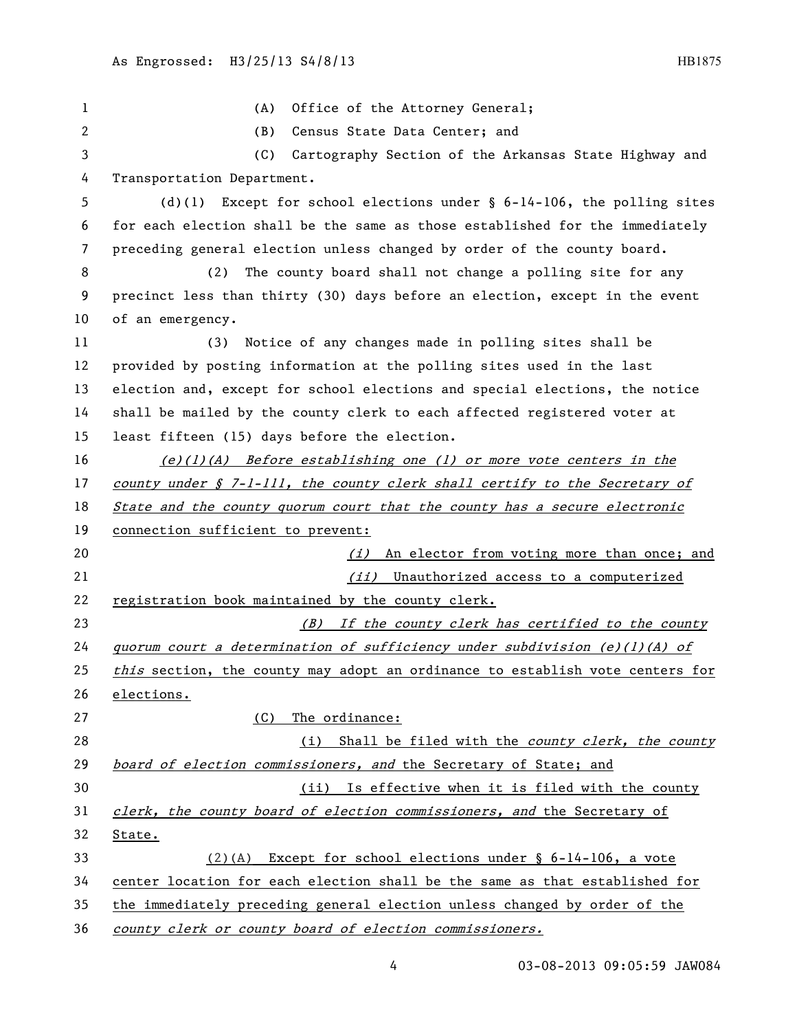(A) Office of the Attorney General;

(B) Census State Data Center; and

(C) Cartography Section of the Arkansas State Highway and Transportation Department.

(d)(1) Except for school elections under § 6-14-106, the polling sites for each election shall be the same as those established for the immediately preceding general election unless changed by order of the county board.

(2) The county board shall not change a polling site for any precinct less than thirty (30) days before an election, except in the event of an emergency.

(3) Notice of any changes made in polling sites shall be provided by posting information at the polling sites used in the last election and, except for school elections and special elections, the notice shall be mailed by the county clerk to each affected registered voter at least fifteen (15) days before the election.

*(e)(1)(A) Before establishing one (1) or more vote centers in the county under § 7-1-111, the county clerk shall certify to the Secretary of State and the county quorum court that the county has a secure electronic* connection sufficient to prevent:

*(i)* An elector from voting more than once; and

*(ii)* Unauthorized access to a computerized registration book maintained by the county clerk.

*(B) If the county clerk has certified to the county quorum court a determination of sufficiency under subdivision (e)(1)(A) of this* section, the county may adopt an ordinance to establish vote centers for elections.

(C) The ordinance:

(i) Shall be filed with the *county clerk, the county board of election commissioners, and* the Secretary of State; and

(ii) Is effective when it is filed with the county *clerk, the county board of election commissioners, and* the Secretary of State.

(2)(A) Except for school elections under § 6-14-106, a vote center location for each election shall be the same as that established for the immediately preceding general election unless changed by order of the *county clerk or county board of election commissioners.*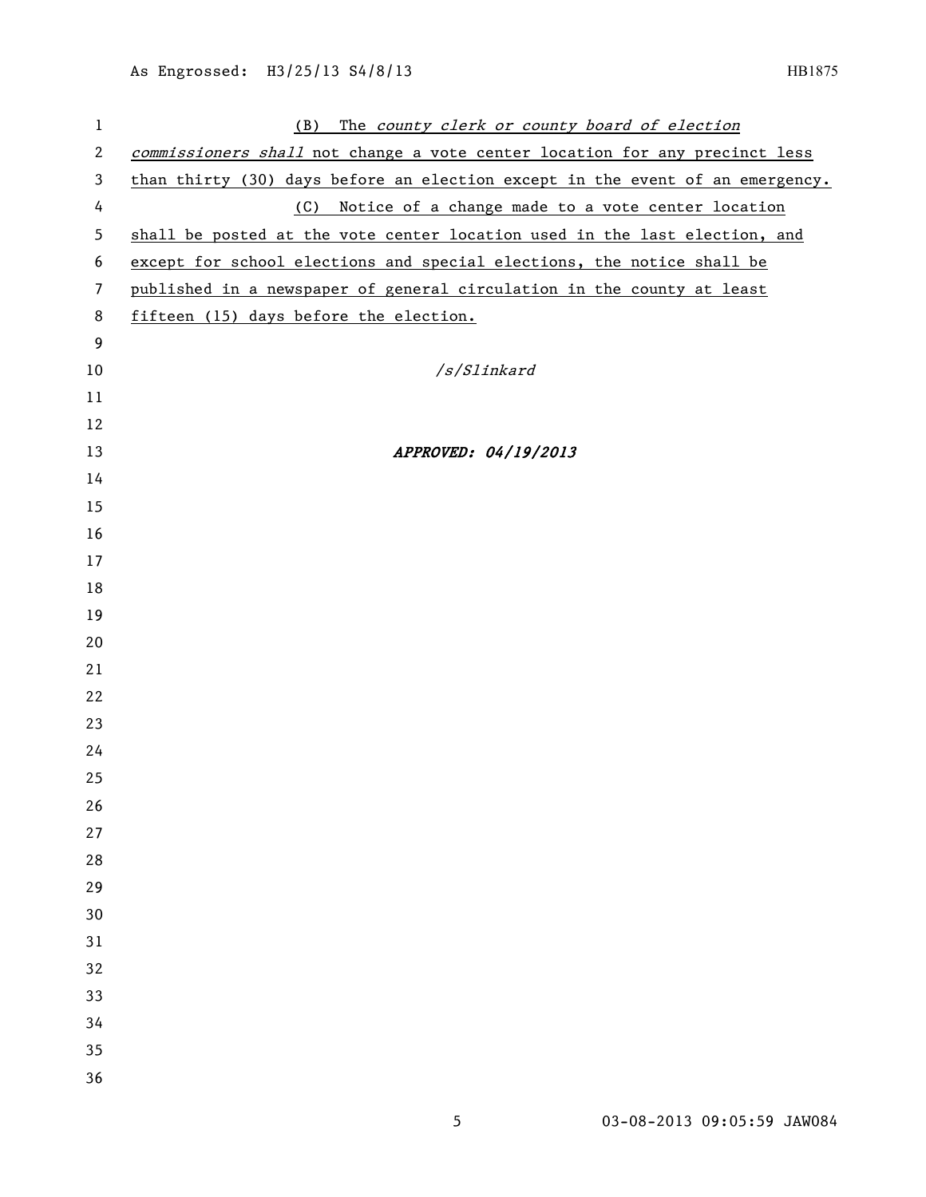(B) The *county clerk or county board of election commissioners shall* not change a vote center location for any precinct less than thirty (30) days before an election except in the event of an emergency.

(C) Notice of a change made to a vote center location shall be posted at the vote center location used in the last election, and except for school elections and special elections, the notice shall be published in a newspaper of general circulation in the county at least fifteen (15) days before the election.

*/s/Slinkard*

***APPROVED: 04/19/2013***